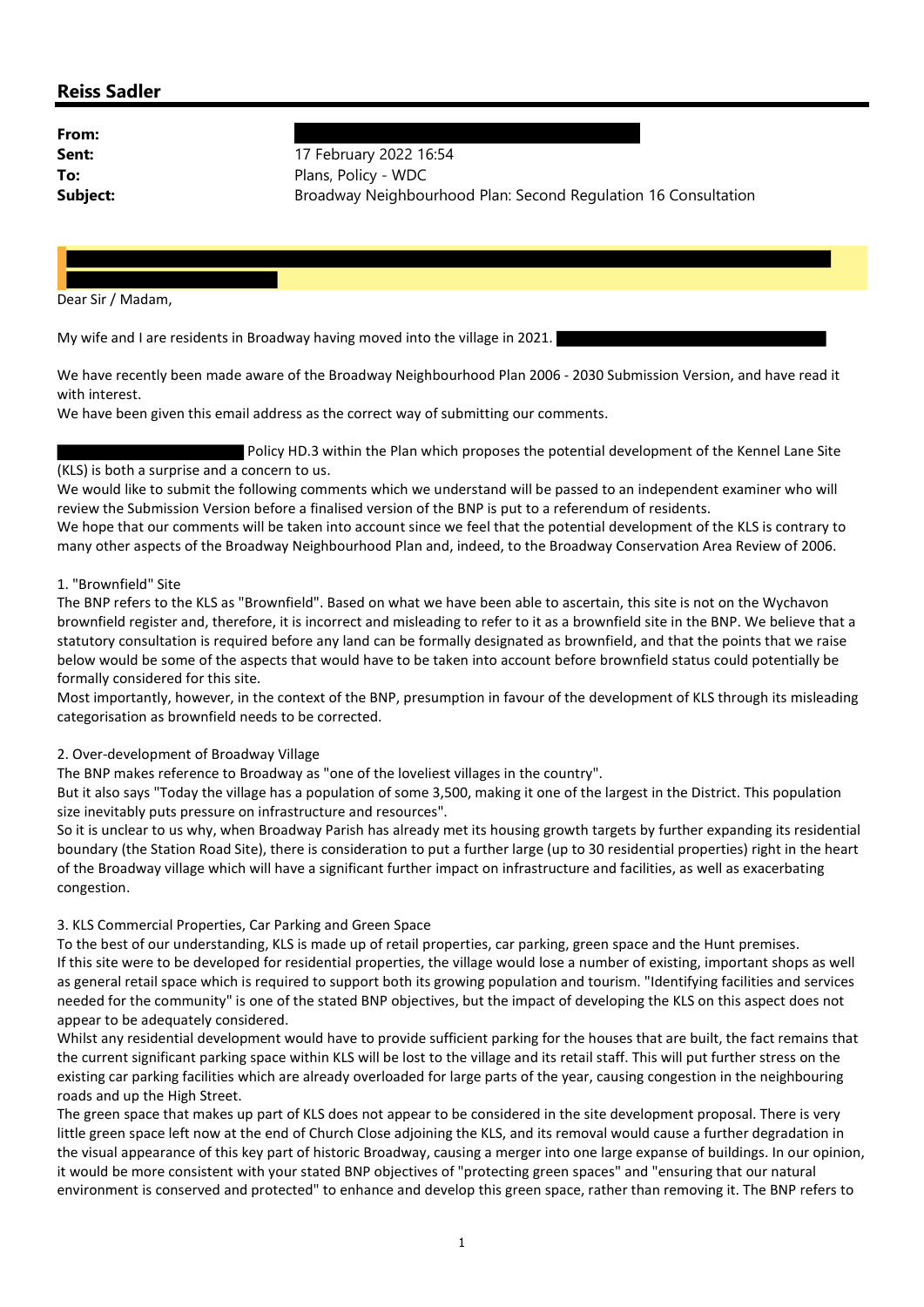# Reiss Sadler

| | |
|---|---|
| **From:** | |
| **Sent:** | 17 February 2022 16:54 |
| **To:** | Plans, Policy - WDC |
| **Subject:** | Broadway Neighbourhood Plan: Second Regulation 16 Consultation |

Dear Sir / Madam,

My wife and I are residents in Broadway having moved into the village in 2021.

We have recently been made aware of the Broadway Neighbourhood Plan 2006 - 2030 Submission Version, and have read it with interest.
We have been given this email address as the correct way of submitting our comments.

Policy HD.3 within the Plan which proposes the potential development of the Kennel Lane Site (KLS) is both a surprise and a concern to us.
We would like to submit the following comments which we understand will be passed to an independent examiner who will review the Submission Version before a finalised version of the BNP is put to a referendum of residents.
We hope that our comments will be taken into account since we feel that the potential development of the KLS is contrary to many other aspects of the Broadway Neighbourhood Plan and, indeed, to the Broadway Conservation Area Review of 2006.

1. "Brownfield" Site
The BNP refers to the KLS as "Brownfield". Based on what we have been able to ascertain, this site is not on the Wychavon brownfield register and, therefore, it is incorrect and misleading to refer to it as a brownfield site in the BNP. We believe that a statutory consultation is required before any land can be formally designated as brownfield, and that the points that we raise below would be some of the aspects that would have to be taken into account before brownfield status could potentially be formally considered for this site.
Most importantly, however, in the context of the BNP, presumption in favour of the development of KLS through its misleading categorisation as brownfield needs to be corrected.

2. Over-development of Broadway Village
The BNP makes reference to Broadway as "one of the loveliest villages in the country".
But it also says "Today the village has a population of some 3,500, making it one of the largest in the District. This population size inevitably puts pressure on infrastructure and resources".
So it is unclear to us why, when Broadway Parish has already met its housing growth targets by further expanding its residential boundary (the Station Road Site), there is consideration to put a further large (up to 30 residential properties) right in the heart of the Broadway village which will have a significant further impact on infrastructure and facilities, as well as exacerbating congestion.

3. KLS Commercial Properties, Car Parking and Green Space
To the best of our understanding, KLS is made up of retail properties, car parking, green space and the Hunt premises.
If this site were to be developed for residential properties, the village would lose a number of existing, important shops as well as general retail space which is required to support both its growing population and tourism. "Identifying facilities and services needed for the community" is one of the stated BNP objectives, but the impact of developing the KLS on this aspect does not appear to be adequately considered.
Whilst any residential development would have to provide sufficient parking for the houses that are built, the fact remains that the current significant parking space within KLS will be lost to the village and its retail staff. This will put further stress on the existing car parking facilities which are already overloaded for large parts of the year, causing congestion in the neighbouring roads and up the High Street.
The green space that makes up part of KLS does not appear to be considered in the site development proposal. There is very little green space left now at the end of Church Close adjoining the KLS, and its removal would cause a further degradation in the visual appearance of this key part of historic Broadway, causing a merger into one large expanse of buildings. In our opinion, it would be more consistent with your stated BNP objectives of "protecting green spaces" and "ensuring that our natural environment is conserved and protected" to enhance and develop this green space, rather than removing it. The BNP refers to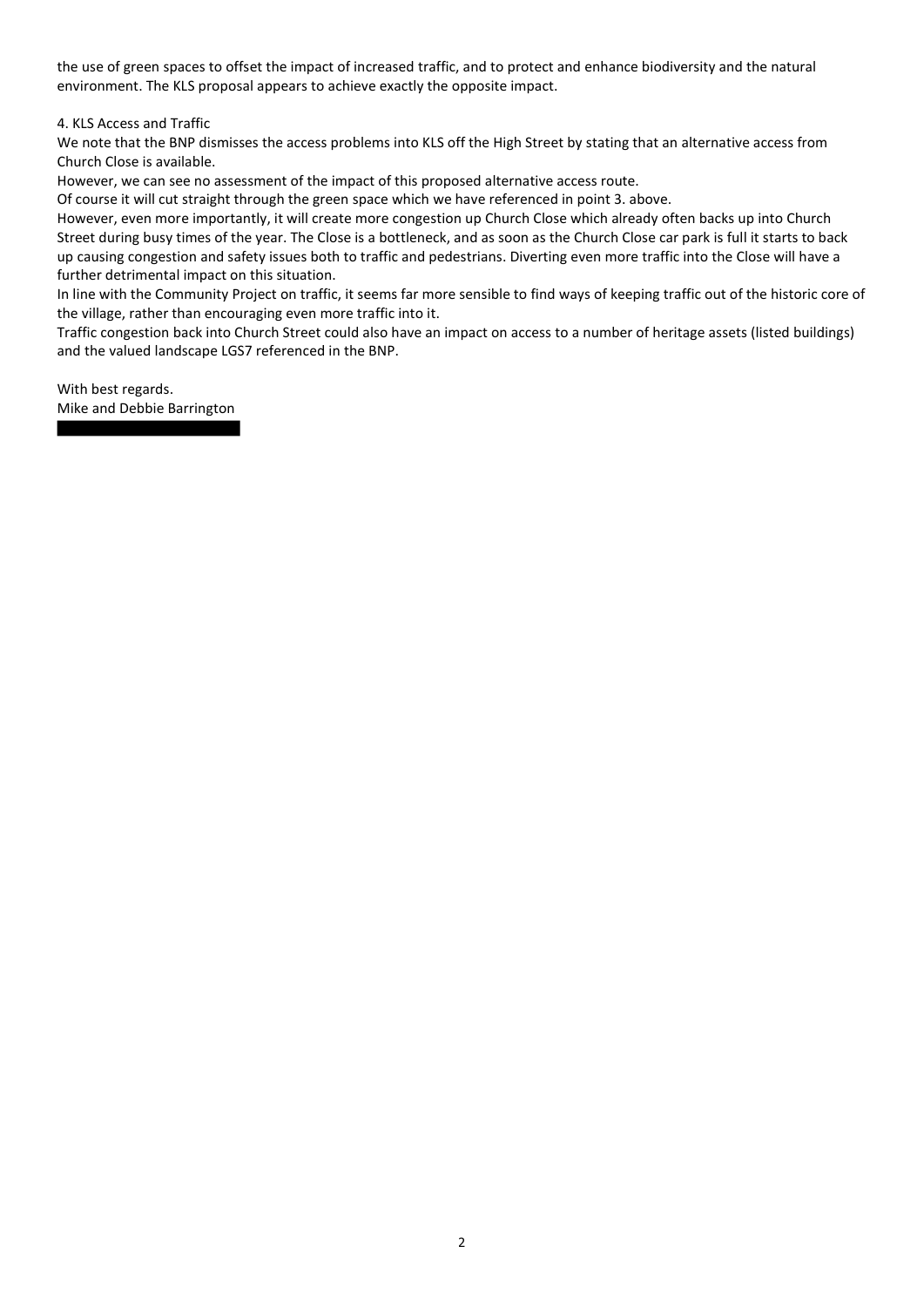the use of green spaces to offset the impact of increased traffic, and to protect and enhance biodiversity and the natural environment. The KLS proposal appears to achieve exactly the opposite impact.

4. KLS Access and Traffic

We note that the BNP dismisses the access problems into KLS off the High Street by stating that an alternative access from Church Close is available.

However, we can see no assessment of the impact of this proposed alternative access route.

Of course it will cut straight through the green space which we have referenced in point 3. above.

However, even more importantly, it will create more congestion up Church Close which already often backs up into Church Street during busy times of the year. The Close is a bottleneck, and as soon as the Church Close car park is full it starts to back up causing congestion and safety issues both to traffic and pedestrians. Diverting even more traffic into the Close will have a further detrimental impact on this situation.

In line with the Community Project on traffic, it seems far more sensible to find ways of keeping traffic out of the historic core of the village, rather than encouraging even more traffic into it.

Traffic congestion back into Church Street could also have an impact on access to a number of heritage assets (listed buildings) and the valued landscape LGS7 referenced in the BNP.

With best regards.

Mike and Debbie Barrington